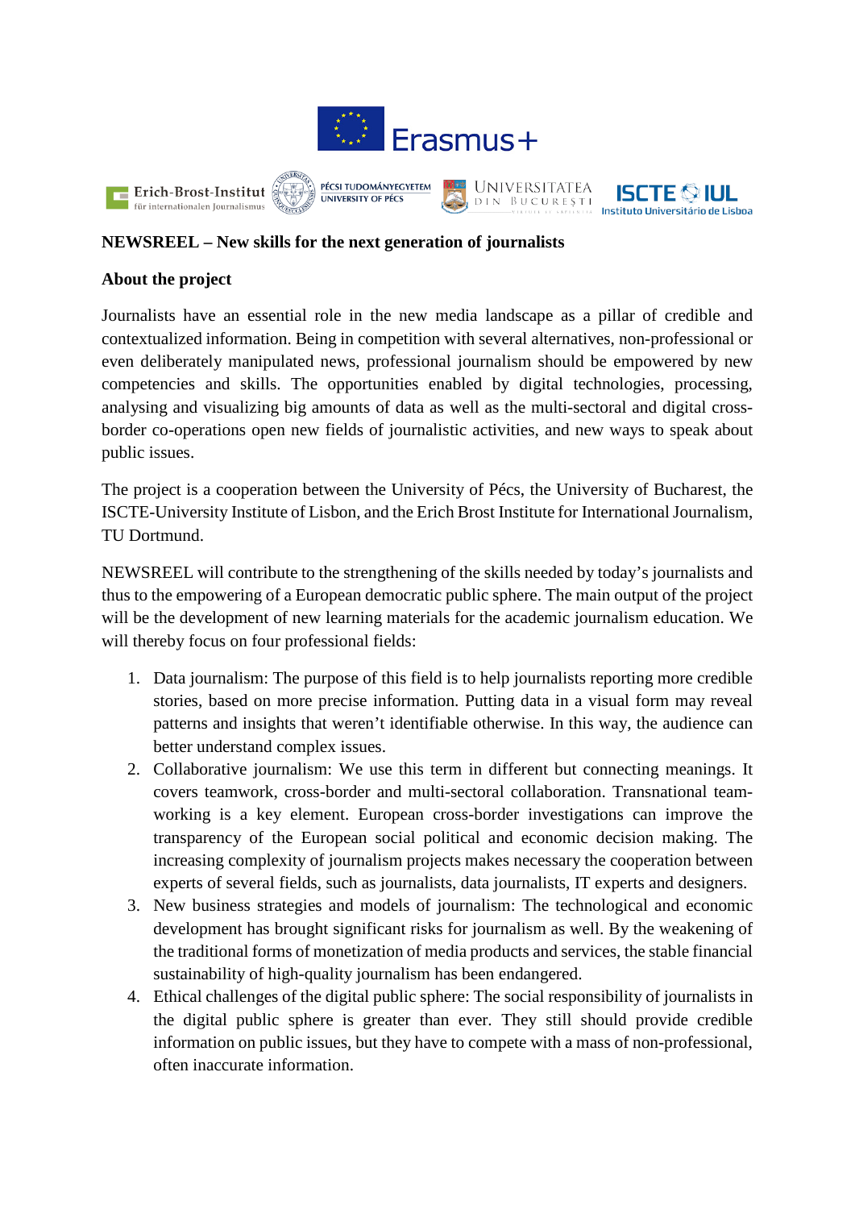Erasmus+

Erich-Brost-Institut für internationalen Journalismus | PÉCSI TUDOMÁNYEGYETEM UNIVERSITY OF PÉCS | UNIVERSITATEA DIN BUCUREȘTI | ISCTE IUL Instituto Universitário de Lisboa

**NEWSREEL – New skills for the next generation of journalists**

**About the project**

Journalists have an essential role in the new media landscape as a pillar of credible and contextualized information. Being in competition with several alternatives, non-professional or even deliberately manipulated news, professional journalism should be empowered by new competencies and skills. The opportunities enabled by digital technologies, processing, analysing and visualizing big amounts of data as well as the multi-sectoral and digital cross-border co-operations open new fields of journalistic activities, and new ways to speak about public issues.

The project is a cooperation between the University of Pécs, the University of Bucharest, the ISCTE-University Institute of Lisbon, and the Erich Brost Institute for International Journalism, TU Dortmund.

NEWSREEL will contribute to the strengthening of the skills needed by today's journalists and thus to the empowering of a European democratic public sphere. The main output of the project will be the development of new learning materials for the academic journalism education. We will thereby focus on four professional fields:

1. Data journalism: The purpose of this field is to help journalists reporting more credible stories, based on more precise information. Putting data in a visual form may reveal patterns and insights that weren't identifiable otherwise. In this way, the audience can better understand complex issues.
2. Collaborative journalism: We use this term in different but connecting meanings. It covers teamwork, cross-border and multi-sectoral collaboration. Transnational team-working is a key element. European cross-border investigations can improve the transparency of the European social political and economic decision making. The increasing complexity of journalism projects makes necessary the cooperation between experts of several fields, such as journalists, data journalists, IT experts and designers.
3. New business strategies and models of journalism: The technological and economic development has brought significant risks for journalism as well. By the weakening of the traditional forms of monetization of media products and services, the stable financial sustainability of high-quality journalism has been endangered.
4. Ethical challenges of the digital public sphere: The social responsibility of journalists in the digital public sphere is greater than ever. They still should provide credible information on public issues, but they have to compete with a mass of non-professional, often inaccurate information.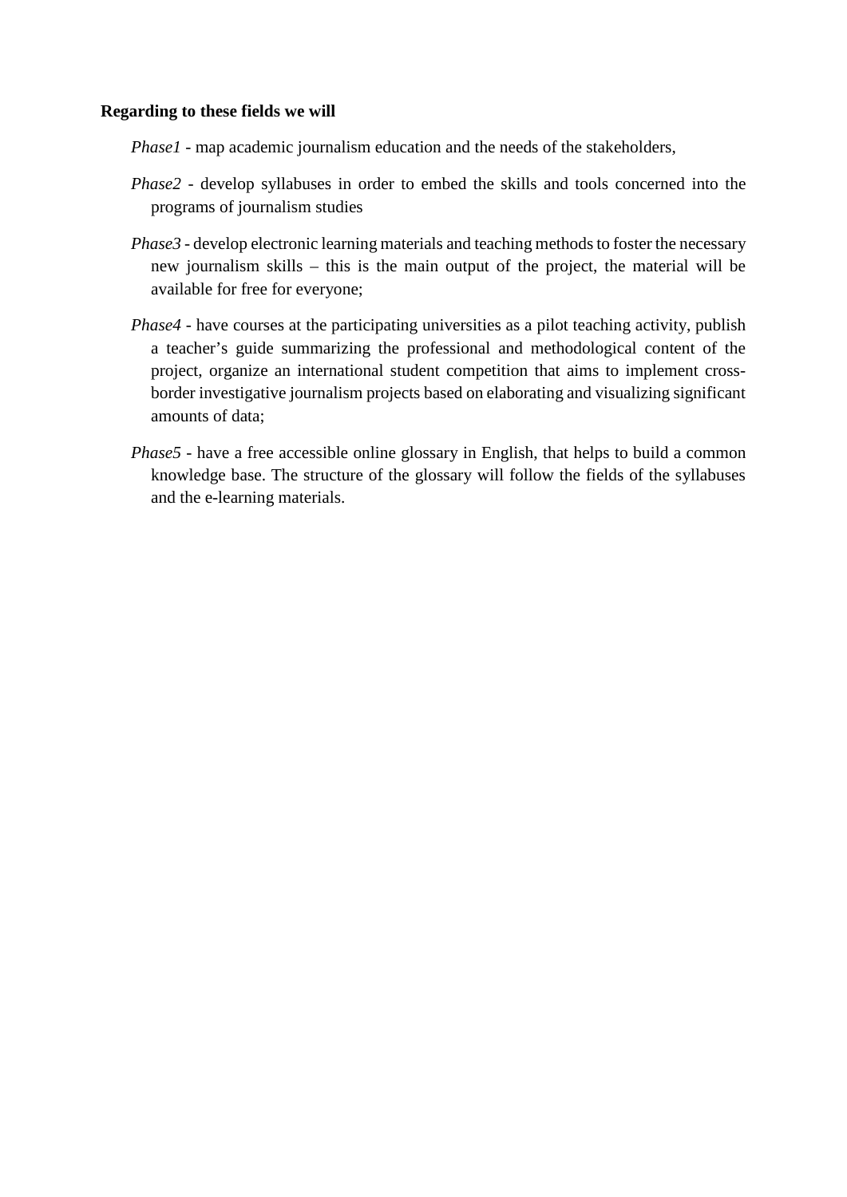**Regarding to these fields we will**

*Phase1* - map academic journalism education and the needs of the stakeholders,

*Phase2* - develop syllabuses in order to embed the skills and tools concerned into the programs of journalism studies

*Phase3* - develop electronic learning materials and teaching methods to foster the necessary new journalism skills – this is the main output of the project, the material will be available for free for everyone;

*Phase4* - have courses at the participating universities as a pilot teaching activity, publish a teacher's guide summarizing the professional and methodological content of the project, organize an international student competition that aims to implement cross-border investigative journalism projects based on elaborating and visualizing significant amounts of data;

*Phase5* - have a free accessible online glossary in English, that helps to build a common knowledge base. The structure of the glossary will follow the fields of the syllabuses and the e-learning materials.